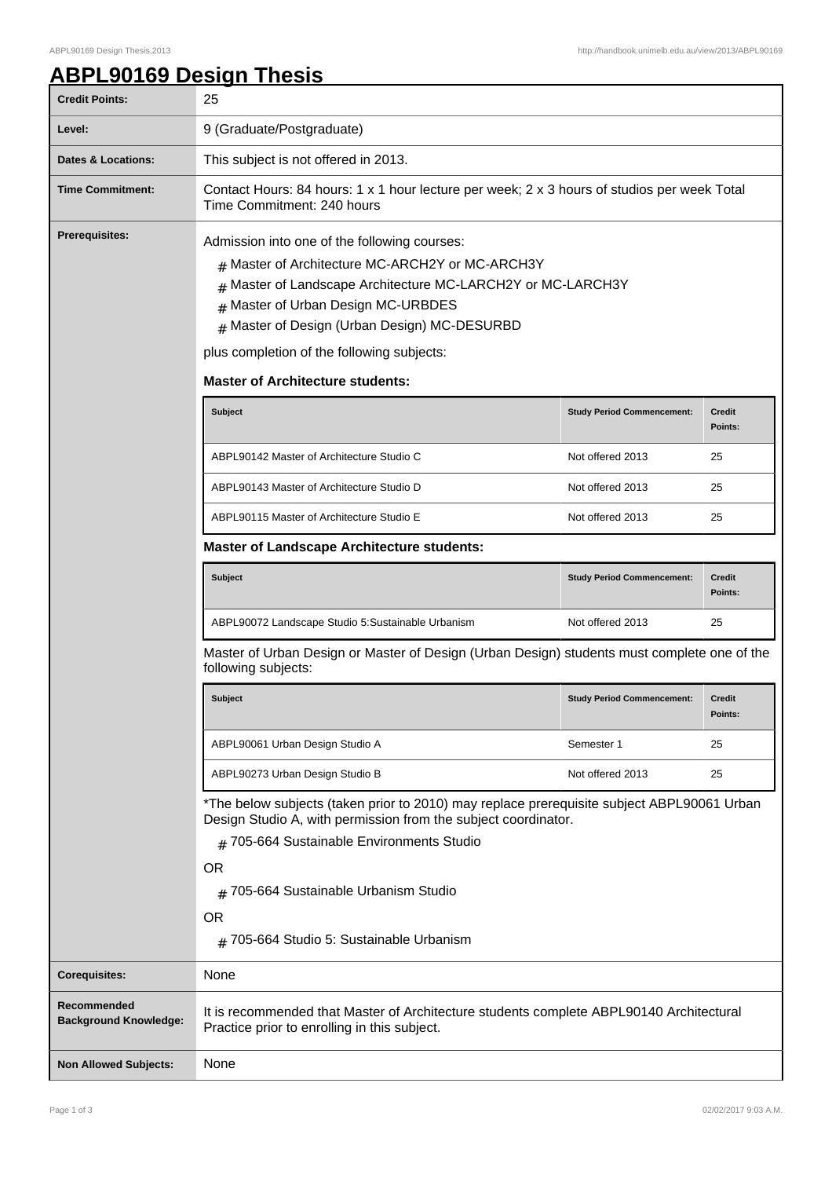# ABPL90169 Design Thesis

| | |
|---|---|
| **Credit Points:** | 25 |
| **Level:** | 9 (Graduate/Postgraduate) |
| **Dates & Locations:** | This subject is not offered in 2013. |
| **Time Commitment:** | Contact Hours: 84 hours: 1 x 1 hour lecture per week; 2 x 3 hours of studios per week Total Time Commitment: 240 hours |

**Prerequisites:**

Admission into one of the following courses:

- Master of Architecture MC-ARCH2Y or MC-ARCH3Y
- Master of Landscape Architecture MC-LARCH2Y or MC-LARCH3Y
- Master of Urban Design MC-URBDES
- Master of Design (Urban Design) MC-DESURBD

plus completion of the following subjects:

**Master of Architecture students:**

| Subject | Study Period Commencement: | Credit Points: |
|---|---|---|
| ABPL90142 Master of Architecture Studio C | Not offered 2013 | 25 |
| ABPL90143 Master of Architecture Studio D | Not offered 2013 | 25 |
| ABPL90115 Master of Architecture Studio E | Not offered 2013 | 25 |

**Master of Landscape Architecture students:**

| Subject | Study Period Commencement: | Credit Points: |
|---|---|---|
| ABPL90072 Landscape Studio 5:Sustainable Urbanism | Not offered 2013 | 25 |

Master of Urban Design or Master of Design (Urban Design) students must complete one of the following subjects:

| Subject | Study Period Commencement: | Credit Points: |
|---|---|---|
| ABPL90061 Urban Design Studio A | Semester 1 | 25 |
| ABPL90273 Urban Design Studio B | Not offered 2013 | 25 |

*The below subjects (taken prior to 2010) may replace prerequisite subject ABPL90061 Urban Design Studio A, with permission from the subject coordinator.

- 705-664 Sustainable Environments Studio

OR

- 705-664 Sustainable Urbanism Studio

OR

- 705-664 Studio 5: Sustainable Urbanism

| | |
|---|---|
| **Corequisites:** | None |
| **Recommended Background Knowledge:** | It is recommended that Master of Architecture students complete ABPL90140 Architectural Practice prior to enrolling in this subject. |
| **Non Allowed Subjects:** | None |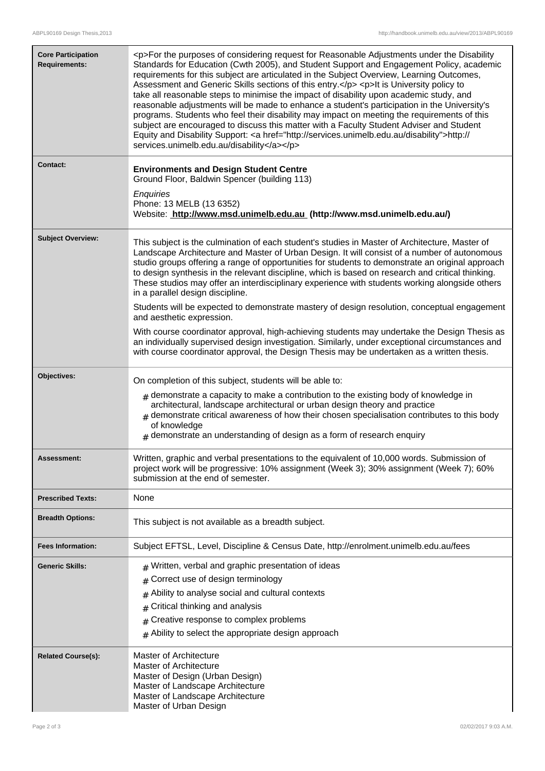| | |
|---|---|
| **Core Participation Requirements:** | <p>For the purposes of considering request for Reasonable Adjustments under the Disability Standards for Education (Cwth 2005), and Student Support and Engagement Policy, academic requirements for this subject are articulated in the Subject Overview, Learning Outcomes, Assessment and Generic Skills sections of this entry.</p> <p>It is University policy to take all reasonable steps to minimise the impact of disability upon academic study, and reasonable adjustments will be made to enhance a student's participation in the University's programs. Students who feel their disability may impact on meeting the requirements of this subject are encouraged to discuss this matter with a Faculty Student Adviser and Student Equity and Disability Support: <a href="http://services.unimelb.edu.au/disability">http://services.unimelb.edu.au/disability</a></p> |
| **Contact:** | **Environments and Design Student Centre**<br>Ground Floor, Baldwin Spencer (building 113)<br>*Enquiries*<br>Phone: 13 MELB (13 6352)<br>Website: **http://www.msd.unimelb.edu.au (http://www.msd.unimelb.edu.au/)** |
| **Subject Overview:** | This subject is the culmination of each student's studies in Master of Architecture, Master of Landscape Architecture and Master of Urban Design. It will consist of a number of autonomous studio groups offering a range of opportunities for students to demonstrate an original approach to design synthesis in the relevant discipline, which is based on research and critical thinking. These studios may offer an interdisciplinary experience with students working alongside others in a parallel design discipline.<br>Students will be expected to demonstrate mastery of design resolution, conceptual engagement and aesthetic expression.<br>With course coordinator approval, high-achieving students may undertake the Design Thesis as an individually supervised design investigation. Similarly, under exceptional circumstances and with course coordinator approval, the Design Thesis may be undertaken as a written thesis. |
| **Objectives:** | On completion of this subject, students will be able to:<br># demonstrate a capacity to make a contribution to the existing body of knowledge in architectural, landscape architectural or urban design theory and practice<br># demonstrate critical awareness of how their chosen specialisation contributes to this body of knowledge<br># demonstrate an understanding of design as a form of research enquiry |
| **Assessment:** | Written, graphic and verbal presentations to the equivalent of 10,000 words. Submission of project work will be progressive: 10% assignment (Week 3); 30% assignment (Week 7); 60% submission at the end of semester. |
| **Prescribed Texts:** | None |
| **Breadth Options:** | This subject is not available as a breadth subject. |
| **Fees Information:** | Subject EFTSL, Level, Discipline & Census Date, http://enrolment.unimelb.edu.au/fees |
| **Generic Skills:** | # Written, verbal and graphic presentation of ideas<br># Correct use of design terminology<br># Ability to analyse social and cultural contexts<br># Critical thinking and analysis<br># Creative response to complex problems<br># Ability to select the appropriate design approach |
| **Related Course(s):** | Master of Architecture<br>Master of Architecture<br>Master of Design (Urban Design)<br>Master of Landscape Architecture<br>Master of Landscape Architecture<br>Master of Urban Design |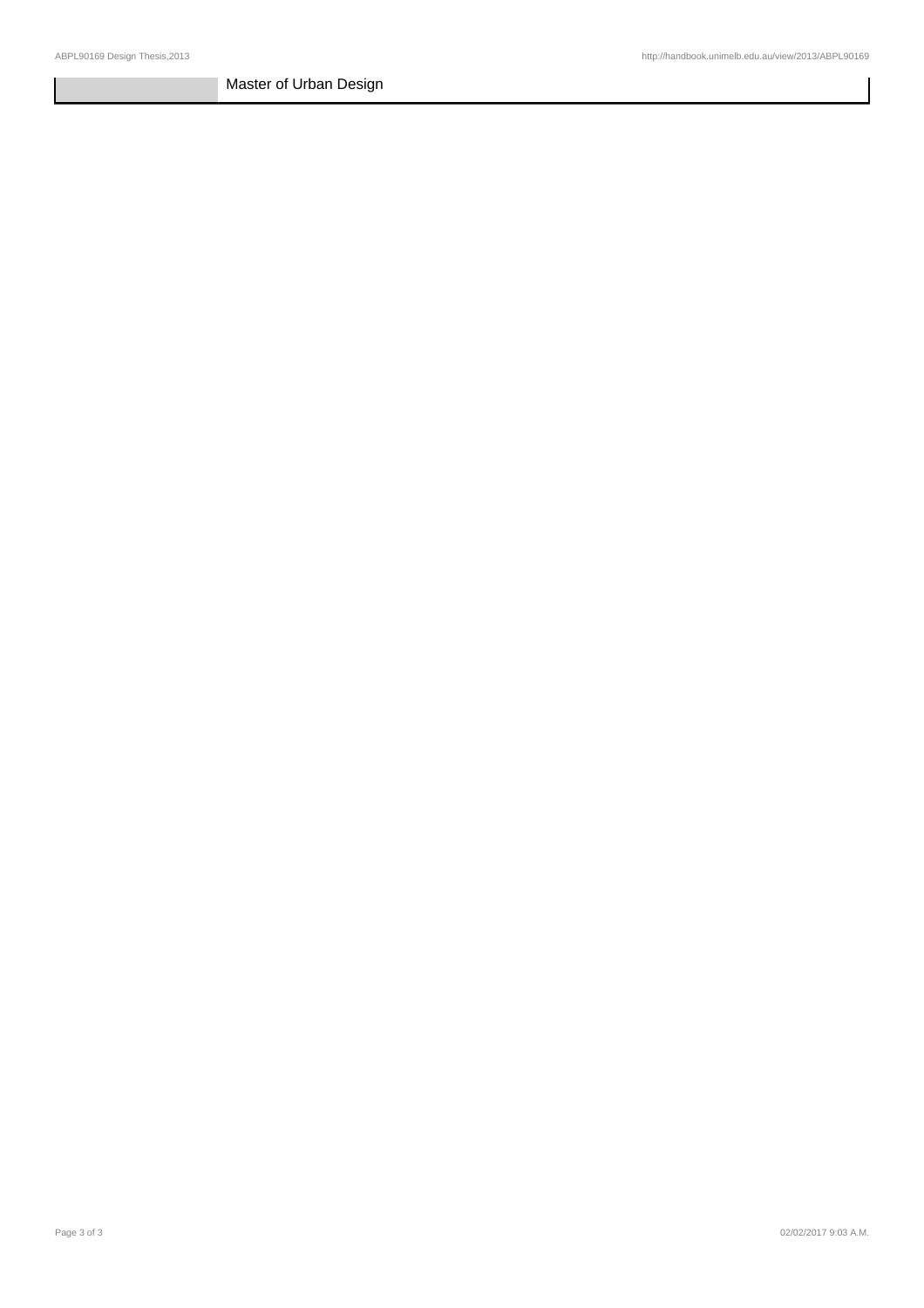| | |
| --- | --- |
| | Master of Urban Design |